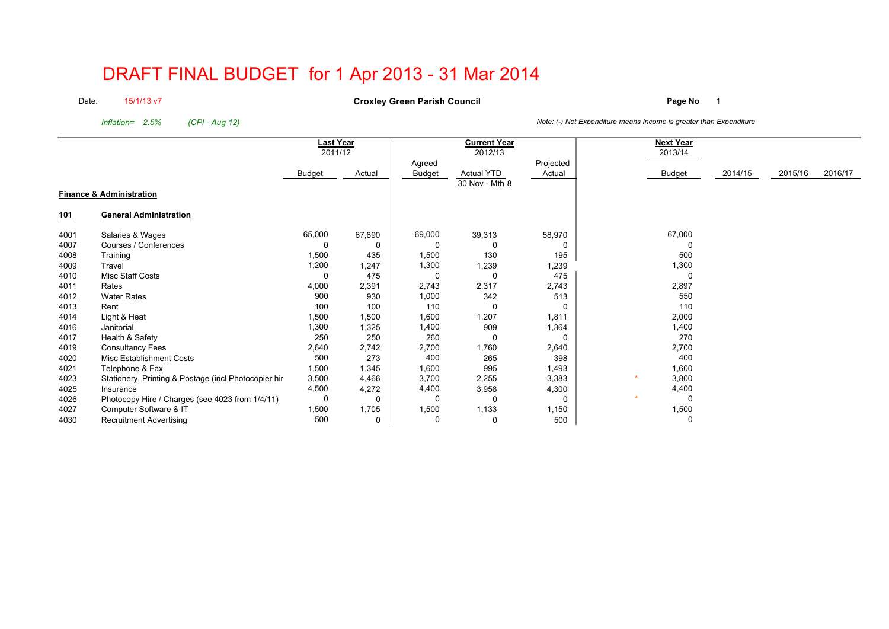# DRAFT FINAL BUDGET for 1 Apr 2013 - 31 Mar 2014

Date: 15/1/13 v7

**Croxley Green Parish Council**

**Page No 1**

*Inflation= 2.5% (CPI - Aug 12)*

*Note: (-) Net Expenditure means Income is greater than Expenditure*

| | | **Last Year** 2011/12 | | **Current Year** 2012/13 | | | | **Next Year** 2013/14 | | | |
|---|---|---|---|---|---|---|---|---|---|---|---|
| | | Budget | Actual | Agreed Budget | Actual YTD 30 Nov - Mth 8 | Projected Actual | | Budget | 2014/15 | 2015/16 | 2016/17 |
| **Finance & Administration** | | | | | | | | | | | |
| **101** | **General Administration** | | | | | | | | | | |
| 4001 | Salaries & Wages | 65,000 | 67,890 | 69,000 | 39,313 | 58,970 | | 67,000 | | | |
| 4007 | Courses / Conferences | 0 | 0 | 0 | 0 | 0 | | 0 | | | |
| 4008 | Training | 1,500 | 435 | 1,500 | 130 | 195 | | 500 | | | |
| 4009 | Travel | 1,200 | 1,247 | 1,300 | 1,239 | 1,239 | | 1,300 | | | |
| 4010 | Misc Staff Costs | 0 | 475 | 0 | 0 | 475 | | 0 | | | |
| 4011 | Rates | 4,000 | 2,391 | 2,743 | 2,317 | 2,743 | | 2,897 | | | |
| 4012 | Water Rates | 900 | 930 | 1,000 | 342 | 513 | | 550 | | | |
| 4013 | Rent | 100 | 100 | 110 | 0 | 0 | | 110 | | | |
| 4014 | Light & Heat | 1,500 | 1,500 | 1,600 | 1,207 | 1,811 | | 2,000 | | | |
| 4016 | Janitorial | 1,300 | 1,325 | 1,400 | 909 | 1,364 | | 1,400 | | | |
| 4017 | Health & Safety | 250 | 250 | 260 | 0 | 0 | | 270 | | | |
| 4019 | Consultancy Fees | 2,640 | 2,742 | 2,700 | 1,760 | 2,640 | | 2,700 | | | |
| 4020 | Misc Establishment Costs | 500 | 273 | 400 | 265 | 398 | | 400 | | | |
| 4021 | Telephone & Fax | 1,500 | 1,345 | 1,600 | 995 | 1,493 | | 1,600 | | | |
| 4023 | Stationery, Printing & Postage (incl Photocopier hir | 3,500 | 4,466 | 3,700 | 2,255 | 3,383 | * | 3,800 | | | |
| 4025 | Insurance | 4,500 | 4,272 | 4,400 | 3,958 | 4,300 | | 4,400 | | | |
| 4026 | Photocopy Hire / Charges (see 4023 from 1/4/11) | 0 | 0 | 0 | 0 | 0 | * | 0 | | | |
| 4027 | Computer Software & IT | 1,500 | 1,705 | 1,500 | 1,133 | 1,150 | | 1,500 | | | |
| 4030 | Recruitment Advertising | 500 | 0 | 0 | 0 | 500 | | 0 | | | |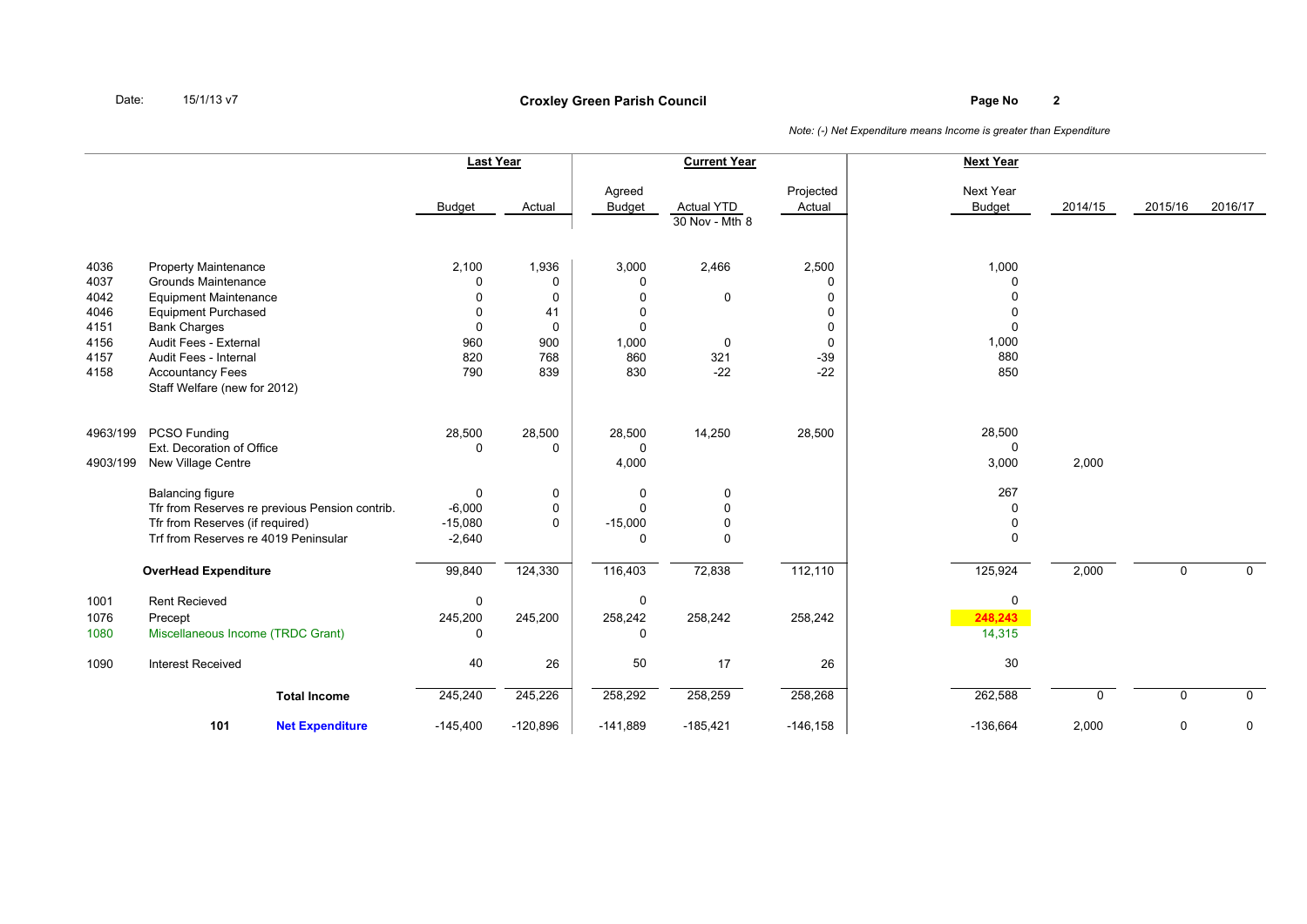Date: 15/1/13 v7

## Croxley Green Parish Council

*Note: (-) Net Expenditure means Income is greater than Expenditure*

| Code | Description | Last Year Budget | Last Year Actual | Current Year Agreed Budget | Current Year Actual YTD 30 Nov - Mth 8 | Current Year Projected Actual | Next Year Budget | 2014/15 | 2015/16 | 2016/17 |
|---|---|---|---|---|---|---|---|---|---|---|
| 4036 | Property Maintenance | 2,100 | 1,936 | 3,000 | 2,466 | 2,500 | 1,000 | | | |
| 4037 | Grounds Maintenance | 0 | 0 | 0 | | 0 | 0 | | | |
| 4042 | Equipment Maintenance | 0 | 0 | 0 | 0 | 0 | 0 | | | |
| 4046 | Equipment Purchased | 0 | 41 | 0 | | 0 | 0 | | | |
| 4151 | Bank Charges | 0 | 0 | 0 | | 0 | 0 | | | |
| 4156 | Audit Fees - External | 960 | 900 | 1,000 | 0 | 0 | 1,000 | | | |
| 4157 | Audit Fees - Internal | 820 | 768 | 860 | 321 | -39 | 880 | | | |
| 4158 | Accountancy Fees | 790 | 839 | 830 | -22 | -22 | 850 | | | |
| | Staff Welfare (new for 2012) | | | | | | | | | |
| 4963/199 | PCSO Funding | 28,500 | 28,500 | 28,500 | 14,250 | 28,500 | 28,500 | | | |
| | Ext. Decoration of Office | 0 | 0 | 0 | | | 0 | | | |
| 4903/199 | New Village Centre | | | 4,000 | | | 3,000 | 2,000 | | |
| | Balancing figure | 0 | 0 | 0 | 0 | | 267 | | | |
| | Tfr from Reserves re previous Pension contrib. | -6,000 | 0 | 0 | 0 | | 0 | | | |
| | Tfr from Reserves (if required) | -15,080 | 0 | -15,000 | 0 | | 0 | | | |
| | Trf from Reserves re 4019 Peninsular | -2,640 | | 0 | 0 | | 0 | | | |
| | **OverHead Expenditure** | 99,840 | 124,330 | 116,403 | 72,838 | 112,110 | 125,924 | 2,000 | 0 | 0 |
| 1001 | Rent Recieved | 0 | | 0 | | | 0 | | | |
| 1076 | Precept | 245,200 | 245,200 | 258,242 | 258,242 | 258,242 | **248,243** | | | |
| 1080 | Miscellaneous Income (TRDC Grant) | 0 | | 0 | | | 14,315 | | | |
| 1090 | Interest Received | 40 | 26 | 50 | 17 | 26 | 30 | | | |
| | **Total Income** | 245,240 | 245,226 | 258,292 | 258,259 | 258,268 | 262,588 | 0 | 0 | 0 |
| 101 | **Net Expenditure** | -145,400 | -120,896 | -141,889 | -185,421 | -146,158 | -136,664 | 2,000 | 0 | 0 |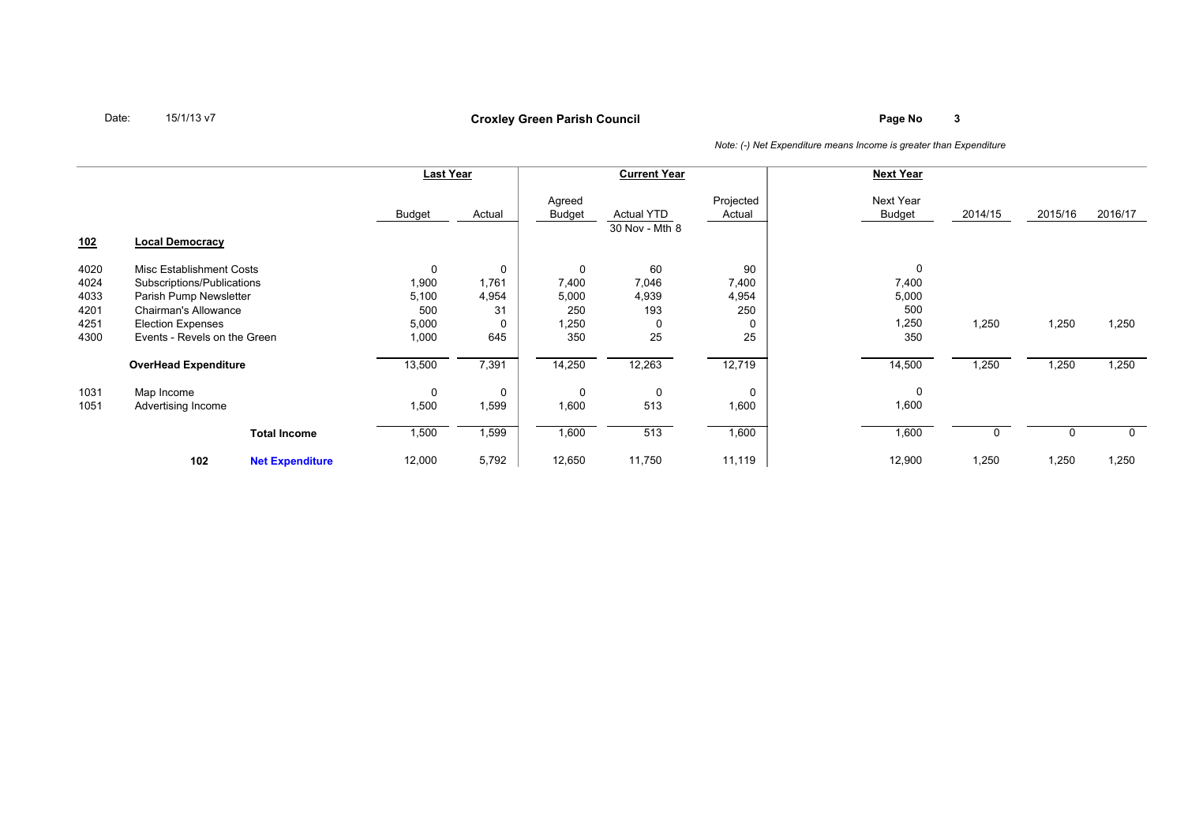**Croxley Green Parish Council**

Date: 15/1/13 v7

*Note: (-) Net Expenditure means Income is greater than Expenditure*

| | | Last Year | | Current Year | | | Next Year | | | |
|---|---|---|---|---|---|---|---|---|---|---|
| | | Budget | Actual | Agreed Budget | Actual YTD 30 Nov - Mth 8 | Projected Actual | Next Year Budget | 2014/15 | 2015/16 | 2016/17 |
| **102** | **Local Democracy** | | | | | | | | | |
| 4020 | Misc Establishment Costs | 0 | 0 | 0 | 60 | 90 | 0 | | | |
| 4024 | Subscriptions/Publications | 1,900 | 1,761 | 7,400 | 7,046 | 7,400 | 7,400 | | | |
| 4033 | Parish Pump Newsletter | 5,100 | 4,954 | 5,000 | 4,939 | 4,954 | 5,000 | | | |
| 4201 | Chairman's Allowance | 500 | 31 | 250 | 193 | 250 | 500 | | | |
| 4251 | Election Expenses | 5,000 | 0 | 1,250 | 0 | 0 | 1,250 | 1,250 | 1,250 | 1,250 |
| 4300 | Events - Revels on the Green | 1,000 | 645 | 350 | 25 | 25 | 350 | | | |
| | **OverHead Expenditure** | 13,500 | 7,391 | 14,250 | 12,263 | 12,719 | 14,500 | 1,250 | 1,250 | 1,250 |
| 1031 | Map Income | 0 | 0 | 0 | 0 | 0 | 0 | | | |
| 1051 | Advertising Income | 1,500 | 1,599 | 1,600 | 513 | 1,600 | 1,600 | | | |
| | **Total Income** | 1,500 | 1,599 | 1,600 | 513 | 1,600 | 1,600 | 0 | 0 | 0 |
| | **102 Net Expenditure** | 12,000 | 5,792 | 12,650 | 11,750 | 11,119 | 12,900 | 1,250 | 1,250 | 1,250 |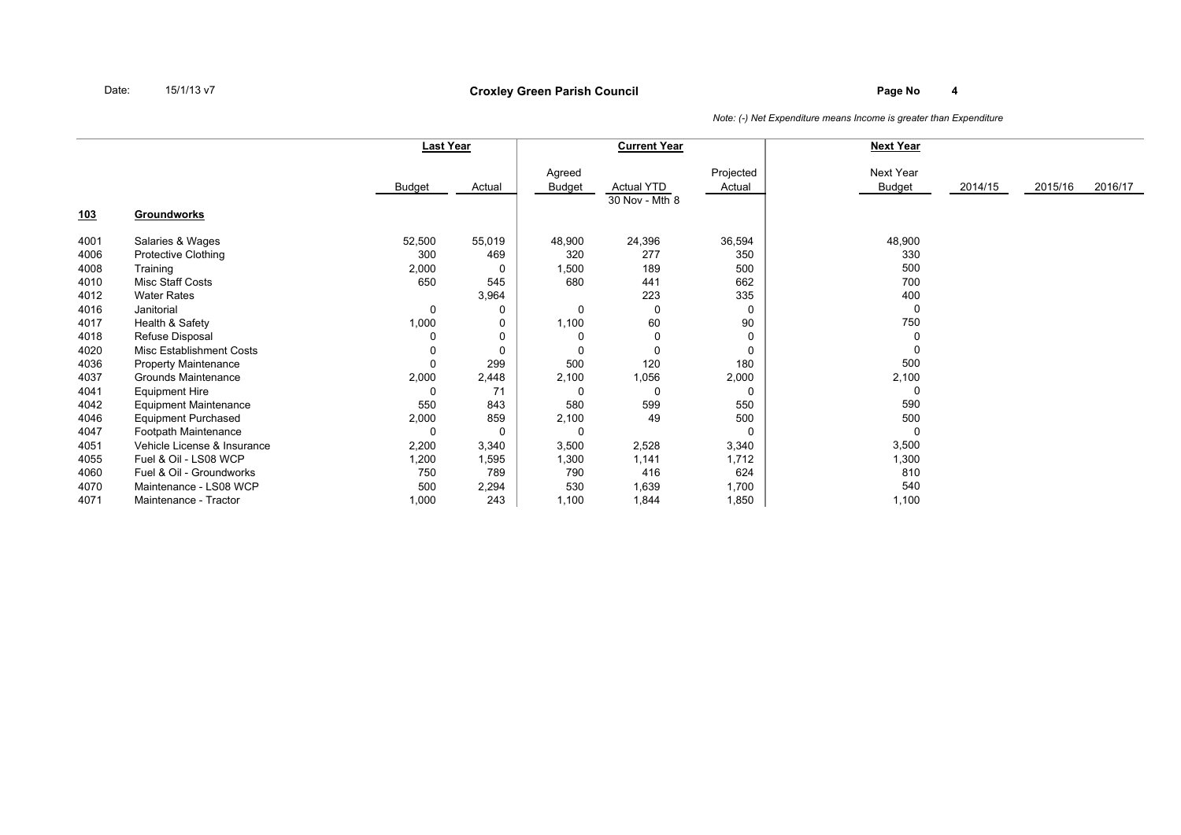## Croxley Green Parish Council

Date: 15/1/13 v7

*Note: (-) Net Expenditure means Income is greater than Expenditure*

| | | Last Year | | Current Year | | | Next Year | | | |
|---|---|---|---|---|---|---|---|---|---|---|
| | | Budget | Actual | Agreed Budget | Actual YTD 30 Nov - Mth 8 | Projected Actual | Next Year Budget | 2014/15 | 2015/16 | 2016/17 |
| **103** | **Groundworks** | | | | | | | | | |
| 4001 | Salaries & Wages | 52,500 | 55,019 | 48,900 | 24,396 | 36,594 | 48,900 | | | |
| 4006 | Protective Clothing | 300 | 469 | 320 | 277 | 350 | 330 | | | |
| 4008 | Training | 2,000 | 0 | 1,500 | 189 | 500 | 500 | | | |
| 4010 | Misc Staff Costs | 650 | 545 | 680 | 441 | 662 | 700 | | | |
| 4012 | Water Rates | | 3,964 | | 223 | 335 | 400 | | | |
| 4016 | Janitorial | 0 | 0 | 0 | 0 | 0 | 0 | | | |
| 4017 | Health & Safety | 1,000 | 0 | 1,100 | 60 | 90 | 750 | | | |
| 4018 | Refuse Disposal | 0 | 0 | 0 | 0 | 0 | 0 | | | |
| 4020 | Misc Establishment Costs | 0 | 0 | 0 | 0 | 0 | 0 | | | |
| 4036 | Property Maintenance | 0 | 299 | 500 | 120 | 180 | 500 | | | |
| 4037 | Grounds Maintenance | 2,000 | 2,448 | 2,100 | 1,056 | 2,000 | 2,100 | | | |
| 4041 | Equipment Hire | 0 | 71 | 0 | 0 | 0 | 0 | | | |
| 4042 | Equipment Maintenance | 550 | 843 | 580 | 599 | 550 | 590 | | | |
| 4046 | Equipment Purchased | 2,000 | 859 | 2,100 | 49 | 500 | 500 | | | |
| 4047 | Footpath Maintenance | 0 | 0 | 0 | | 0 | 0 | | | |
| 4051 | Vehicle License & Insurance | 2,200 | 3,340 | 3,500 | 2,528 | 3,340 | 3,500 | | | |
| 4055 | Fuel & Oil - LS08 WCP | 1,200 | 1,595 | 1,300 | 1,141 | 1,712 | 1,300 | | | |
| 4060 | Fuel & Oil - Groundworks | 750 | 789 | 790 | 416 | 624 | 810 | | | |
| 4070 | Maintenance - LS08 WCP | 500 | 2,294 | 530 | 1,639 | 1,700 | 540 | | | |
| 4071 | Maintenance - Tractor | 1,000 | 243 | 1,100 | 1,844 | 1,850 | 1,100 | | | |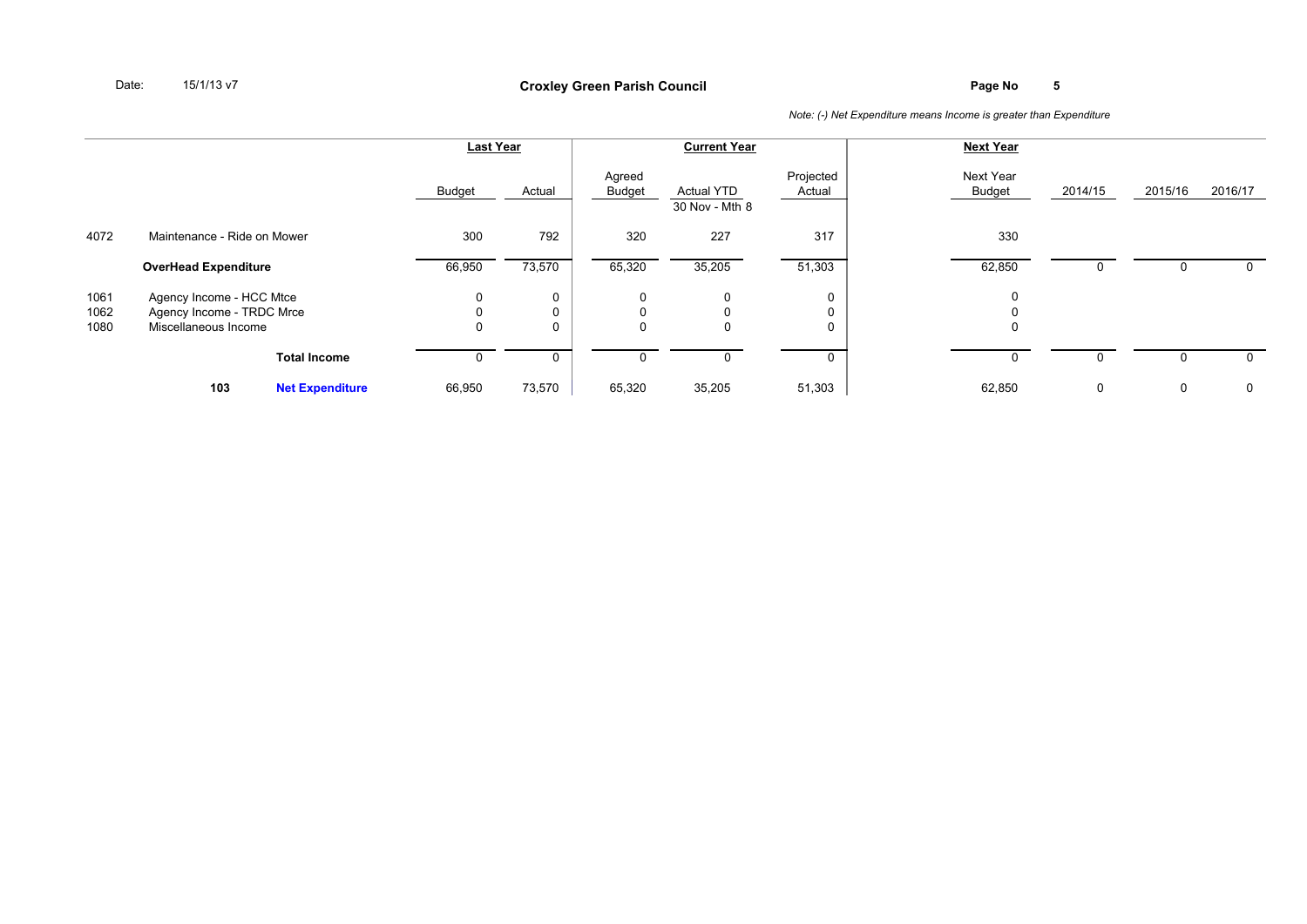Date: 15/1/13 v7

**Croxley Green Parish Council**

*Note: (-) Net Expenditure means Income is greater than Expenditure*

| | | Last Year | | Current Year | | | Next Year | | | |
|---|---|---|---|---|---|---|---|---|---|---|
| | | Budget | Actual | Agreed Budget | Actual YTD 30 Nov - Mth 8 | Projected Actual | Next Year Budget | 2014/15 | 2015/16 | 2016/17 |
| 4072 | Maintenance - Ride on Mower | 300 | 792 | 320 | 227 | 317 | 330 | | | |
| | **OverHead Expenditure** | 66,950 | 73,570 | 65,320 | 35,205 | 51,303 | 62,850 | 0 | 0 | 0 |
| 1061 | Agency Income - HCC Mtce | 0 | 0 | 0 | 0 | 0 | 0 | | | |
| 1062 | Agency Income - TRDC Mrce | 0 | 0 | 0 | 0 | 0 | 0 | | | |
| 1080 | Miscellaneous Income | 0 | 0 | 0 | 0 | 0 | 0 | | | |
| | **Total Income** | 0 | 0 | 0 | 0 | 0 | 0 | 0 | 0 | 0 |
| **103** | **Net Expenditure** | 66,950 | 73,570 | 65,320 | 35,205 | 51,303 | 62,850 | 0 | 0 | 0 |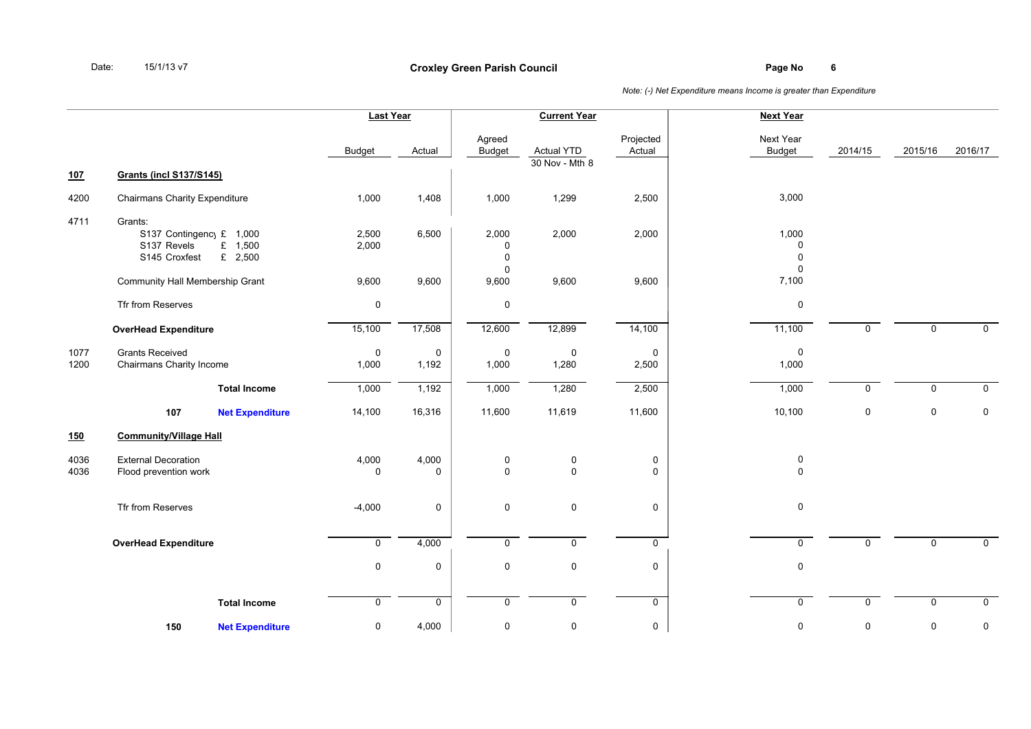Date: 15/1/13 v7

## Croxley Green Parish Council

*Note: (-) Net Expenditure means Income is greater than Expenditure*

| | | Last Year | | Current Year | | | Next Year | | | |
|---|---|---|---|---|---|---|---|---|---|---|
| | | Budget | Actual | Agreed Budget | Actual YTD 30 Nov - Mth 8 | Projected Actual | Next Year Budget | 2014/15 | 2015/16 | 2016/17 |
| **107** | **Grants (incl S137/S145)** | | | | | | | | | |
| 4200 | Chairmans Charity Expenditure | 1,000 | 1,408 | 1,000 | 1,299 | 2,500 | 3,000 | | | |
| 4711 | Grants: | | | | | | | | | |
| | S137 Contingency £ 1,000 | 2,500 | 6,500 | 2,000 | 2,000 | 2,000 | 1,000 | | | |
| | S137 Revels £ 1,500 | 2,000 | | 0 | | | 0 | | | |
| | S145 Croxfest £ 2,500 | | | 0 | | | 0 | | | |
| | | | | 0 | | | 0 | | | |
| | Community Hall Membership Grant | 9,600 | 9,600 | 9,600 | 9,600 | 9,600 | 7,100 | | | |
| | Tfr from Reserves | 0 | | 0 | | | 0 | | | |
| | **OverHead Expenditure** | 15,100 | 17,508 | 12,600 | 12,899 | 14,100 | 11,100 | 0 | 0 | 0 |
| 1077 | Grants Received | 0 | 0 | 0 | 0 | 0 | 0 | | | |
| 1200 | Chairmans Charity Income | 1,000 | 1,192 | 1,000 | 1,280 | 2,500 | 1,000 | | | |
| | **Total Income** | 1,000 | 1,192 | 1,000 | 1,280 | 2,500 | 1,000 | 0 | 0 | 0 |
| | **107 Net Expenditure** | 14,100 | 16,316 | 11,600 | 11,619 | 11,600 | 10,100 | 0 | 0 | 0 |
| **150** | **Community/Village Hall** | | | | | | | | | |
| 4036 | External Decoration | 4,000 | 4,000 | 0 | 0 | 0 | 0 | | | |
| 4036 | Flood prevention work | 0 | 0 | 0 | 0 | 0 | 0 | | | |
| | Tfr from Reserves | -4,000 | 0 | 0 | 0 | 0 | 0 | | | |
| | **OverHead Expenditure** | 0 | 4,000 | 0 | 0 | 0 | 0 | 0 | 0 | 0 |
| | | 0 | 0 | 0 | 0 | 0 | 0 | | | |
| | **Total Income** | 0 | 0 | 0 | 0 | 0 | 0 | 0 | 0 | 0 |
| | **150 Net Expenditure** | 0 | 4,000 | 0 | 0 | 0 | 0 | 0 | 0 | 0 |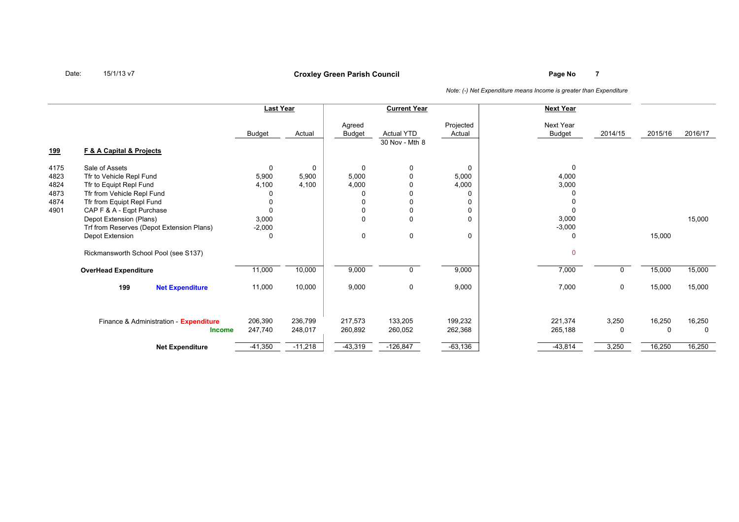Date: 15/1/13 v7

# Croxley Green Parish Council

*Note: (-) Net Expenditure means Income is greater than Expenditure*

| | | Last Year | | Current Year | | | Next Year | | | |
|---|---|---|---|---|---|---|---|---|---|---|
| | | Budget | Actual | Agreed Budget | Actual YTD 30 Nov - Mth 8 | Projected Actual | Next Year Budget | 2014/15 | 2015/16 | 2016/17 |
| **199** | **F & A Capital & Projects** | | | | | | | | | |
| 4175 | Sale of Assets | 0 | 0 | 0 | 0 | 0 | 0 | | | |
| 4823 | Tfr to Vehicle Repl Fund | 5,900 | 5,900 | 5,000 | 0 | 5,000 | 4,000 | | | |
| 4824 | Tfr to Equipt Repl Fund | 4,100 | 4,100 | 4,000 | 0 | 4,000 | 3,000 | | | |
| 4873 | Tfr from Vehicle Repl Fund | 0 | | 0 | 0 | 0 | 0 | | | |
| 4874 | Tfr from Equipt Repl Fund | 0 | | 0 | 0 | 0 | 0 | | | |
| 4901 | CAP F & A - Eqpt Purchase | 0 | | 0 | 0 | 0 | 0 | | | |
| | Depot Extension (Plans) | 3,000 | | 0 | 0 | 0 | 3,000 | | | 15,000 |
| | Trf from Reserves (Depot Extension Plans) | -2,000 | | | | | -3,000 | | | |
| | Depot Extension | 0 | | 0 | 0 | 0 | 0 | | 15,000 | |
| | Rickmansworth School Pool (see S137) | | | | | | 0 | | | |
| | **OverHead Expenditure** | 11,000 | 10,000 | 9,000 | 0 | 9,000 | 7,000 | 0 | 15,000 | 15,000 |
| | **199 Net Expenditure** | 11,000 | 10,000 | 9,000 | 0 | 9,000 | 7,000 | 0 | 15,000 | 15,000 |
| | Finance & Administration - **Expenditure** | 206,390 | 236,799 | 217,573 | 133,205 | 199,232 | 221,374 | 3,250 | 16,250 | 16,250 |
| | **Income** | 247,740 | 248,017 | 260,892 | 260,052 | 262,368 | 265,188 | 0 | 0 | 0 |
| | **Net Expenditure** | -41,350 | -11,218 | -43,319 | -126,847 | -63,136 | -43,814 | 3,250 | 16,250 | 16,250 |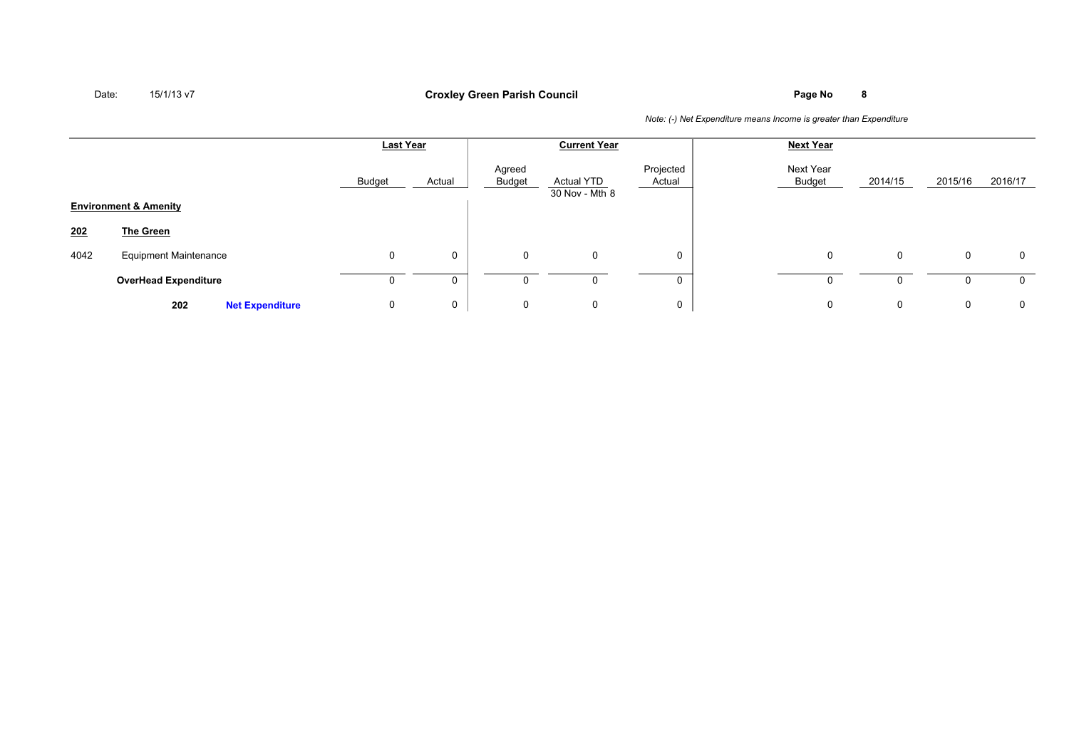Date: 15/1/13 v7

**Croxley Green Parish Council**

*Note: (-) Net Expenditure means Income is greater than Expenditure*

| | | Last Year | | Current Year | | | Next Year | | | |
|---|---|---|---|---|---|---|---|---|---|---|
| | | Budget | Actual | Agreed Budget | Actual YTD 30 Nov - Mth 8 | Projected Actual | Next Year Budget | 2014/15 | 2015/16 | 2016/17 |
| **Environment & Amenity** | | | | | | | | | | |
| **202** | **The Green** | | | | | | | | | |
| 4042 | Equipment Maintenance | 0 | 0 | 0 | 0 | 0 | 0 | 0 | 0 | 0 |
| | **OverHead Expenditure** | 0 | 0 | 0 | 0 | 0 | 0 | 0 | 0 | 0 |
| **202** | **Net Expenditure** | 0 | 0 | 0 | 0 | 0 | 0 | 0 | 0 | 0 |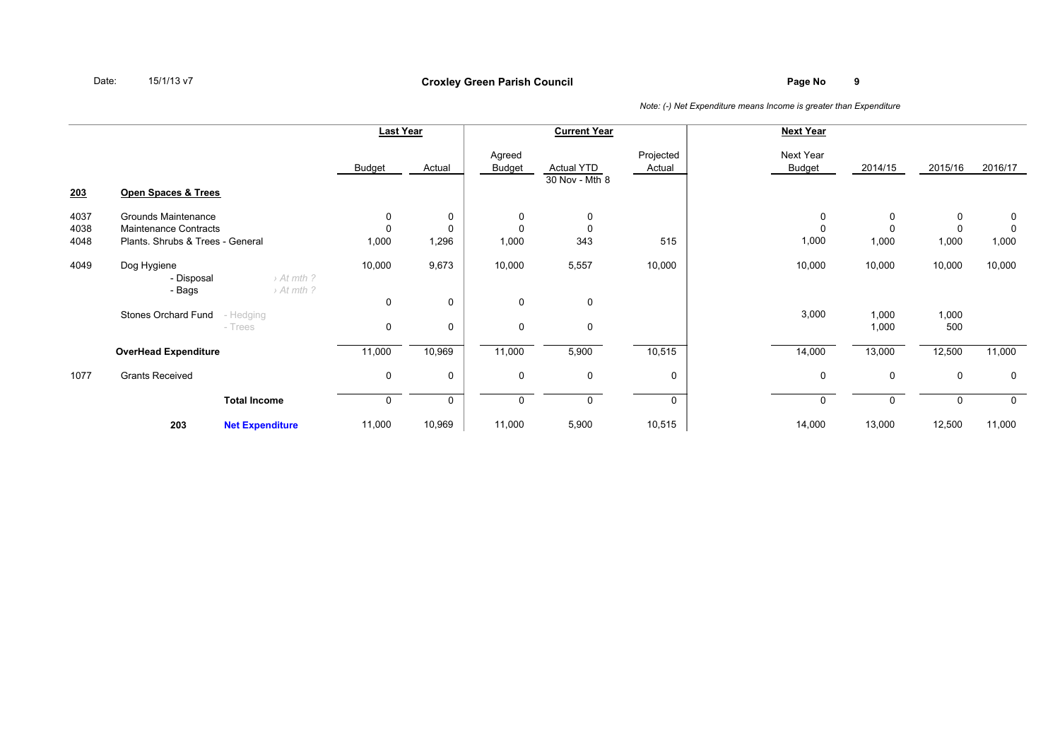Date: 15/1/13 v7

**Croxley Green Parish Council**

*Note: (-) Net Expenditure means Income is greater than Expenditure*

| | | | Last Year | | Current Year | | | Next Year | | | |
|---|---|---|---|---|---|---|---|---|---|---|---|
| | | | Budget | Actual | Agreed Budget | Actual YTD 30 Nov - Mth 8 | Projected Actual | Next Year Budget | 2014/15 | 2015/16 | 2016/17 |
| **203** | **Open Spaces & Trees** | | | | | | | | | | |
| 4037 | Grounds Maintenance | | 0 | 0 | 0 | 0 | | 0 | 0 | 0 | 0 |
| 4038 | Maintenance Contracts | | 0 | 0 | 0 | 0 | | 0 | 0 | 0 | 0 |
| 4048 | Plants. Shrubs & Trees - General | | 1,000 | 1,296 | 1,000 | 343 | 515 | 1,000 | 1,000 | 1,000 | 1,000 |
| 4049 | Dog Hygiene | | 10,000 | 9,673 | 10,000 | 5,557 | 10,000 | 10,000 | 10,000 | 10,000 | 10,000 |
| | - Disposal | *› At mth ?* | | | | | | | | | |
| | - Bags | *› At mth ?* | | | | | | | | | |
| | | | 0 | 0 | 0 | 0 | | | | | |
| | Stones Orchard Fund | - Hedging | | | | | | 3,000 | 1,000 | 1,000 | |
| | | - Trees | 0 | 0 | 0 | 0 | | | 1,000 | 500 | |
| | **OverHead Expenditure** | | 11,000 | 10,969 | 11,000 | 5,900 | 10,515 | 14,000 | 13,000 | 12,500 | 11,000 |
| 1077 | Grants Received | | 0 | 0 | 0 | 0 | 0 | 0 | 0 | 0 | 0 |
| | | **Total Income** | 0 | 0 | 0 | 0 | 0 | 0 | 0 | 0 | 0 |
| | **203** | **Net Expenditure** | 11,000 | 10,969 | 11,000 | 5,900 | 10,515 | 14,000 | 13,000 | 12,500 | 11,000 |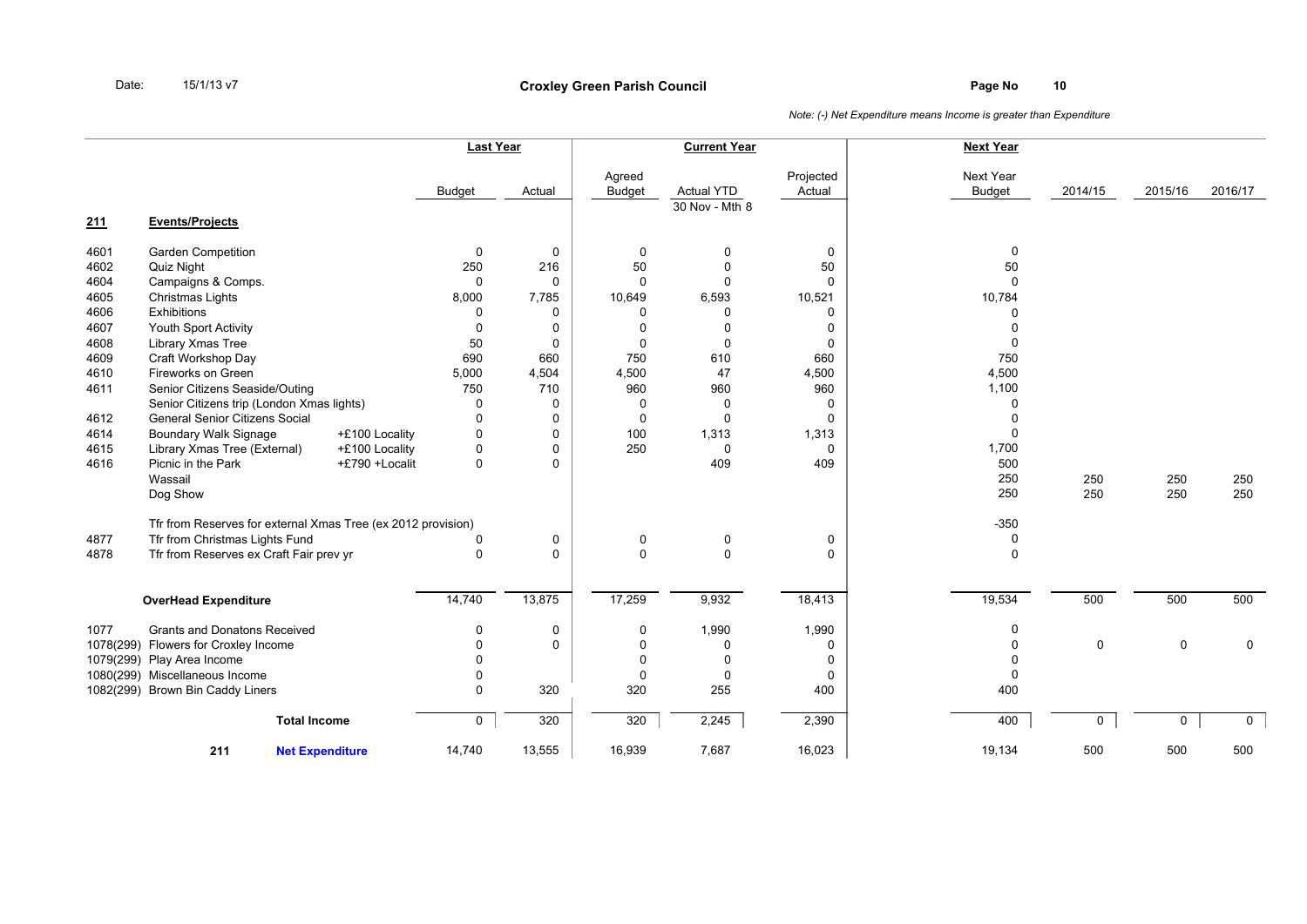**Croxley Green Parish Council**

Date: 15/1/13 v7

*Note: (-) Net Expenditure means Income is greater than Expenditure*

| | | | Last Year | | Current Year | | | Next Year | | | |
|---|---|---|---|---|---|---|---|---|---|---|---|
| | | | Budget | Actual | Agreed Budget | Actual YTD 30 Nov - Mth 8 | Projected Actual | Next Year Budget | 2014/15 | 2015/16 | 2016/17 |
| **211** | **Events/Projects** | | | | | | | | | | |
| 4601 | Garden Competition | | 0 | 0 | 0 | 0 | 0 | 0 | | | |
| 4602 | Quiz Night | | 250 | 216 | 50 | 0 | 50 | 50 | | | |
| 4604 | Campaigns & Comps. | | 0 | 0 | 0 | 0 | 0 | 0 | | | |
| 4605 | Christmas Lights | | 8,000 | 7,785 | 10,649 | 6,593 | 10,521 | 10,784 | | | |
| 4606 | Exhibitions | | 0 | 0 | 0 | 0 | 0 | 0 | | | |
| 4607 | Youth Sport Activity | | 0 | 0 | 0 | 0 | 0 | 0 | | | |
| 4608 | Library Xmas Tree | | 50 | 0 | 0 | 0 | 0 | 0 | | | |
| 4609 | Craft Workshop Day | | 690 | 660 | 750 | 610 | 660 | 750 | | | |
| 4610 | Fireworks on Green | | 5,000 | 4,504 | 4,500 | 47 | 4,500 | 4,500 | | | |
| 4611 | Senior Citizens Seaside/Outing | | 750 | 710 | 960 | 960 | 960 | 1,100 | | | |
| | Senior Citizens trip (London Xmas lights) | | 0 | 0 | 0 | 0 | 0 | 0 | | | |
| 4612 | General Senior Citizens Social | | 0 | 0 | 0 | 0 | 0 | 0 | | | |
| 4614 | Boundary Walk Signage | +£100 Locality | 0 | 0 | 100 | 1,313 | 1,313 | 0 | | | |
| 4615 | Library Xmas Tree (External) | +£100 Locality | 0 | 0 | 250 | 0 | 0 | 1,700 | | | |
| 4616 | Picnic in the Park | +£790 +Localit | 0 | 0 | | 409 | 409 | 500 | | | |
| | Wassail | | | | | | | 250 | 250 | 250 | 250 |
| | Dog Show | | | | | | | 250 | 250 | 250 | 250 |
| | Tfr from Reserves for external Xmas Tree (ex 2012 provision) | | | | | | | -350 | | | |
| 4877 | Tfr from Christmas Lights Fund | | 0 | 0 | 0 | 0 | 0 | 0 | | | |
| 4878 | Tfr from Reserves ex Craft Fair prev yr | | 0 | 0 | 0 | 0 | 0 | 0 | | | |
| | **OverHead Expenditure** | | 14,740 | 13,875 | 17,259 | 9,932 | 18,413 | 19,534 | 500 | 500 | 500 |
| 1077 | Grants and Donatons Received | | 0 | 0 | 0 | 1,990 | 1,990 | 0 | | | |
| 1078(299) | Flowers for Croxley Income | | 0 | 0 | 0 | 0 | 0 | 0 | 0 | 0 | 0 |
| 1079(299) | Play Area Income | | 0 | | 0 | 0 | 0 | 0 | | | |
| 1080(299) | Miscellaneous Income | | 0 | | 0 | 0 | 0 | 0 | | | |
| 1082(299) | Brown Bin Caddy Liners | | 0 | 320 | 320 | 255 | 400 | 400 | | | |
| | **Total Income** | | 0 | 320 | 320 | 2,245 | 2,390 | 400 | 0 | 0 | 0 |
| **211** | **Net Expenditure** | | 14,740 | 13,555 | 16,939 | 7,687 | 16,023 | 19,134 | 500 | 500 | 500 |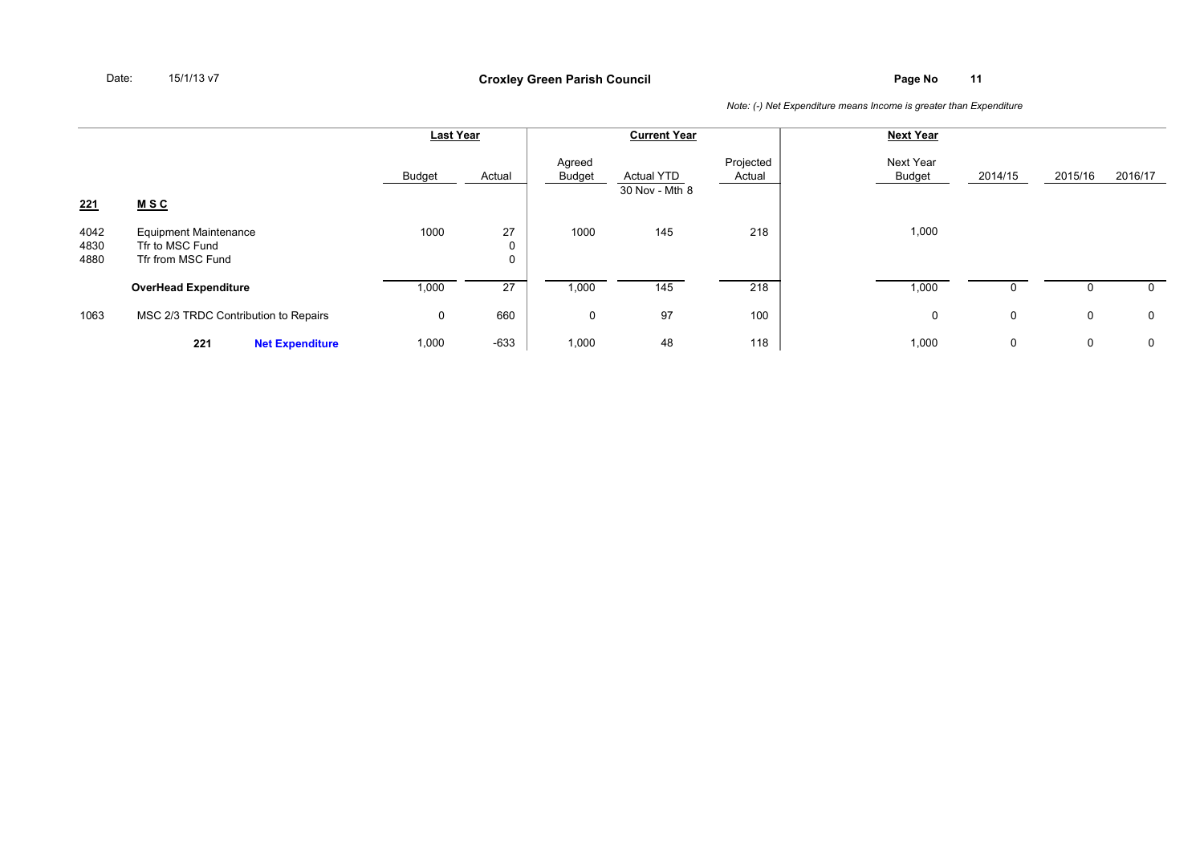Date: 15/1/13 v7

**Croxley Green Parish Council**

*Note: (-) Net Expenditure means Income is greater than Expenditure*

| | | Last Year | | Current Year | | | Next Year | | | |
|---|---|---|---|---|---|---|---|---|---|---|
| | | Budget | Actual | Agreed Budget | Actual YTD 30 Nov - Mth 8 | Projected Actual | Next Year Budget | 2014/15 | 2015/16 | 2016/17 |
| **221** | **M S C** | | | | | | | | | |
| 4042 | Equipment Maintenance | 1000 | 27 | 1000 | 145 | 218 | 1,000 | | | |
| 4830 | Tfr to MSC Fund | | 0 | | | | | | | |
| 4880 | Tfr from MSC Fund | | 0 | | | | | | | |
| | **OverHead Expenditure** | 1,000 | 27 | 1,000 | 145 | 218 | 1,000 | 0 | 0 | 0 |
| 1063 | MSC 2/3 TRDC Contribution to Repairs | 0 | 660 | 0 | 97 | 100 | 0 | 0 | 0 | 0 |
| | **221 Net Expenditure** | 1,000 | -633 | 1,000 | 48 | 118 | 1,000 | 0 | 0 | 0 |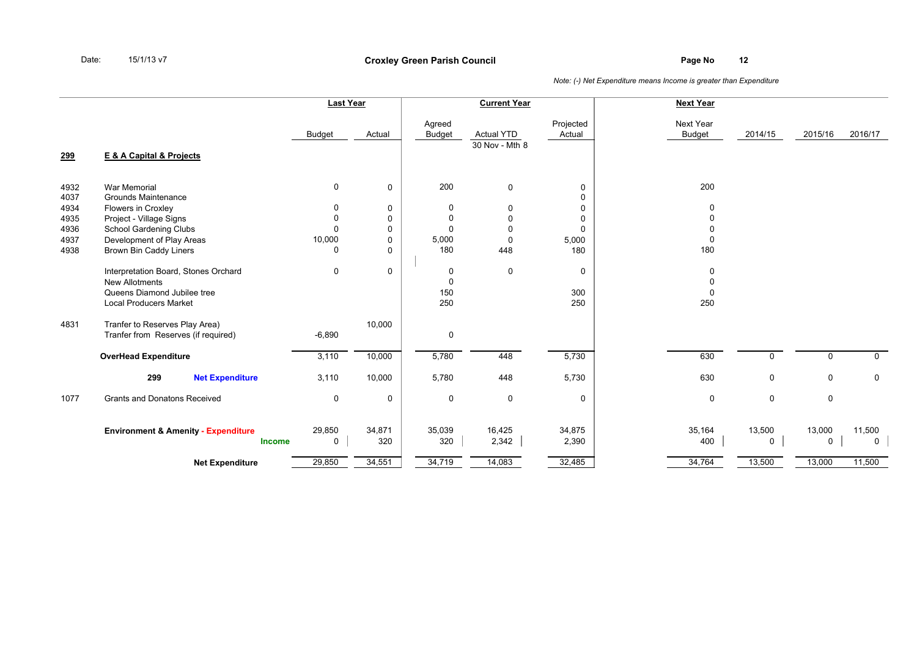**Croxley Green Parish Council**

Date: 15/1/13 v7

*Note: (-) Net Expenditure means Income is greater than Expenditure*

| | | Last Year | | Current Year | | | Next Year | | | |
|---|---|---|---|---|---|---|---|---|---|---|
| | | Budget | Actual | Agreed Budget | Actual YTD 30 Nov - Mth 8 | Projected Actual | Next Year Budget | 2014/15 | 2015/16 | 2016/17 |
| **299** | **E & A Capital & Projects** | | | | | | | | | |
| 4932 | War Memorial | 0 | 0 | 200 | 0 | 0 | 200 | | | |
| 4037 | Grounds Maintenance | | | | | 0 | | | | |
| 4934 | Flowers in Croxley | 0 | 0 | 0 | 0 | 0 | 0 | | | |
| 4935 | Project - Village Signs | 0 | 0 | 0 | 0 | 0 | 0 | | | |
| 4936 | School Gardening Clubs | 0 | 0 | 0 | 0 | 0 | 0 | | | |
| 4937 | Development of Play Areas | 10,000 | 0 | 5,000 | 0 | 5,000 | 0 | | | |
| 4938 | Brown Bin Caddy Liners | 0 | 0 | 180 | 448 | 180 | 180 | | | |
| | Interpretation Board, Stones Orchard | 0 | 0 | 0 | 0 | 0 | 0 | | | |
| | New Allotments | | | 0 | | | 0 | | | |
| | Queens Diamond Jubilee tree | | | 150 | | 300 | 0 | | | |
| | Local Producers Market | | | 250 | | 250 | 250 | | | |
| 4831 | Tranfer to Reserves Play Area) | | 10,000 | | | | | | | |
| | Tranfer from Reserves (if required) | -6,890 | | 0 | | | | | | |
| | **OverHead Expenditure** | 3,110 | 10,000 | 5,780 | 448 | 5,730 | 630 | 0 | 0 | 0 |
| **299** | **Net Expenditure** | 3,110 | 10,000 | 5,780 | 448 | 5,730 | 630 | 0 | 0 | 0 |
| 1077 | Grants and Donatons Received | 0 | 0 | 0 | 0 | 0 | 0 | 0 | 0 | |
| | **Environment & Amenity - Expenditure** | 29,850 | 34,871 | 35,039 | 16,425 | 34,875 | 35,164 | 13,500 | 13,000 | 11,500 |
| | **Income** | 0 | 320 | 320 | 2,342 | 2,390 | 400 | 0 | 0 | 0 |
| | **Net Expenditure** | 29,850 | 34,551 | 34,719 | 14,083 | 32,485 | 34,764 | 13,500 | 13,000 | 11,500 |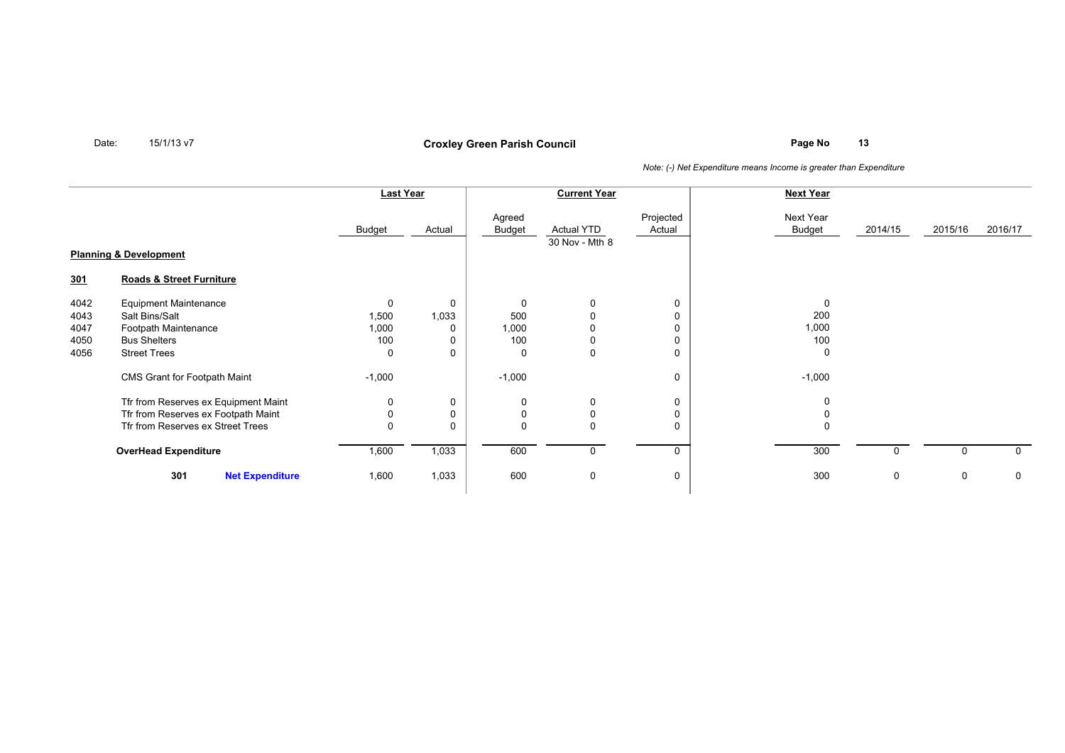Date: 15/1/13 v7

**Croxley Green Parish Council**

*Note: (-) Net Expenditure means Income is greater than Expenditure*

| | | Last Year | | Current Year | | | Next Year | | | |
|---|---|---|---|---|---|---|---|---|---|---|
| | | Budget | Actual | Agreed Budget | Actual YTD 30 Nov - Mth 8 | Projected Actual | Next Year Budget | 2014/15 | 2015/16 | 2016/17 |
| **Planning & Development** | | | | | | | | | | |
| **301** | **Roads & Street Furniture** | | | | | | | | | |
| 4042 | Equipment Maintenance | 0 | 0 | 0 | 0 | 0 | 0 | | | |
| 4043 | Salt Bins/Salt | 1,500 | 1,033 | 500 | 0 | 0 | 200 | | | |
| 4047 | Footpath Maintenance | 1,000 | 0 | 1,000 | 0 | 0 | 1,000 | | | |
| 4050 | Bus Shelters | 100 | 0 | 100 | 0 | 0 | 100 | | | |
| 4056 | Street Trees | 0 | 0 | 0 | 0 | 0 | 0 | | | |
| | CMS Grant for Footpath Maint | -1,000 | | -1,000 | | 0 | -1,000 | | | |
| | Tfr from Reserves ex Equipment Maint | 0 | 0 | 0 | 0 | 0 | 0 | | | |
| | Tfr from Reserves ex Footpath Maint | 0 | 0 | 0 | 0 | 0 | 0 | | | |
| | Tfr from Reserves ex Street Trees | 0 | 0 | 0 | 0 | 0 | 0 | | | |
| | **OverHead Expenditure** | 1,600 | 1,033 | 600 | 0 | 0 | 300 | 0 | 0 | 0 |
| | **301 Net Expenditure** | 1,600 | 1,033 | 600 | 0 | 0 | 300 | 0 | 0 | 0 |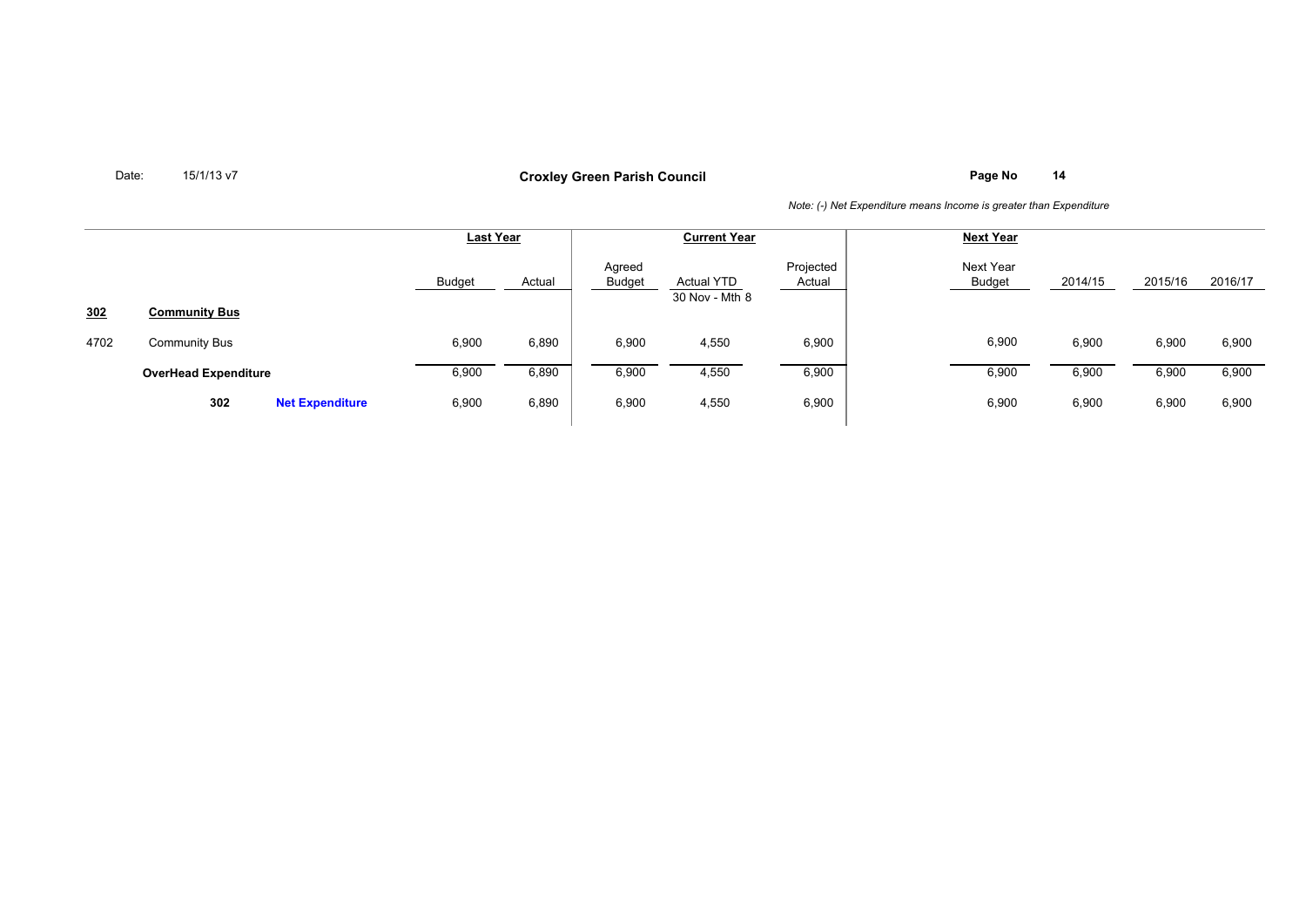**Croxley Green Parish Council**

Date: 15/1/13 v7

*Note: (-) Net Expenditure means Income is greater than Expenditure*

| | | Last Year | | Current Year | | | Next Year | | | |
|---|---|---|---|---|---|---|---|---|---|---|
| | | Budget | Actual | Agreed Budget | Actual YTD 30 Nov - Mth 8 | Projected Actual | Next Year Budget | 2014/15 | 2015/16 | 2016/17 |
| **302** | **Community Bus** | | | | | | | | | |
| 4702 | Community Bus | 6,900 | 6,890 | 6,900 | 4,550 | 6,900 | 6,900 | 6,900 | 6,900 | 6,900 |
| | **OverHead Expenditure** | 6,900 | 6,890 | 6,900 | 4,550 | 6,900 | 6,900 | 6,900 | 6,900 | 6,900 |
| **302** | **Net Expenditure** | 6,900 | 6,890 | 6,900 | 4,550 | 6,900 | 6,900 | 6,900 | 6,900 | 6,900 |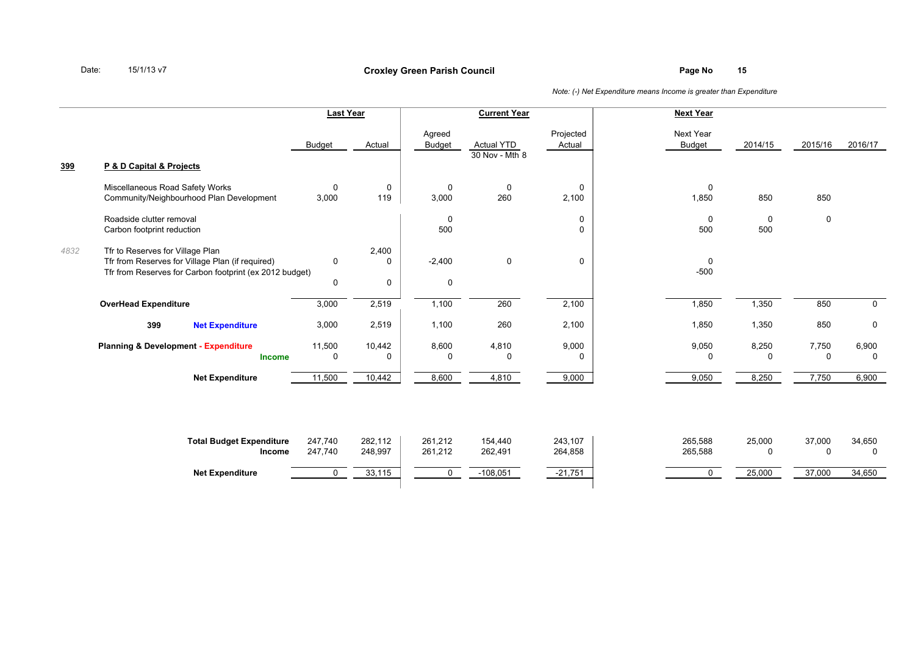Date: 15/1/13 v7

# Croxley Green Parish Council

*Note: (-) Net Expenditure means Income is greater than Expenditure*

| | | Last Year | | Current Year | | | Next Year | | | |
|---|---|---|---|---|---|---|---|---|---|---|
| | | Budget | Actual | Agreed Budget | Actual YTD 30 Nov - Mth 8 | Projected Actual | Next Year Budget | 2014/15 | 2015/16 | 2016/17 |
| **399** | **P & D Capital & Projects** | | | | | | | | | |
| | Miscellaneous Road Safety Works | 0 | 0 | 0 | 0 | 0 | 0 | | | |
| | Community/Neighbourhood Plan Development | 3,000 | 119 | 3,000 | 260 | 2,100 | 1,850 | 850 | 850 | |
| | Roadside clutter removal | | | 0 | | 0 | 0 | 0 | 0 | |
| | Carbon footprint reduction | | | 500 | | 0 | 500 | 500 | | |
| 4832 | Tfr to Reserves for Village Plan | | 2,400 | | | | | | | |
| | Tfr from Reserves for Village Plan (if required) | 0 | 0 | -2,400 | 0 | 0 | 0 | | | |
| | Tfr from Reserves for Carbon footprint (ex 2012 budget) | | | | | | -500 | | | |
| | | 0 | 0 | 0 | | | | | | |
| | **OverHead Expenditure** | 3,000 | 2,519 | 1,100 | 260 | 2,100 | 1,850 | 1,350 | 850 | 0 |
| | **399 Net Expenditure** | 3,000 | 2,519 | 1,100 | 260 | 2,100 | 1,850 | 1,350 | 850 | 0 |
| | **Planning & Development - Expenditure** | 11,500 | 10,442 | 8,600 | 4,810 | 9,000 | 9,050 | 8,250 | 7,750 | 6,900 |
| | **Income** | 0 | 0 | 0 | 0 | 0 | 0 | 0 | 0 | 0 |
| | **Net Expenditure** | 11,500 | 10,442 | 8,600 | 4,810 | 9,000 | 9,050 | 8,250 | 7,750 | 6,900 |
| | **Total Budget Expenditure** | 247,740 | 282,112 | 261,212 | 154,440 | 243,107 | 265,588 | 25,000 | 37,000 | 34,650 |
| | **Income** | 247,740 | 248,997 | 261,212 | 262,491 | 264,858 | 265,588 | 0 | 0 | 0 |
| | **Net Expenditure** | 0 | 33,115 | 0 | -108,051 | -21,751 | 0 | 25,000 | 37,000 | 34,650 |